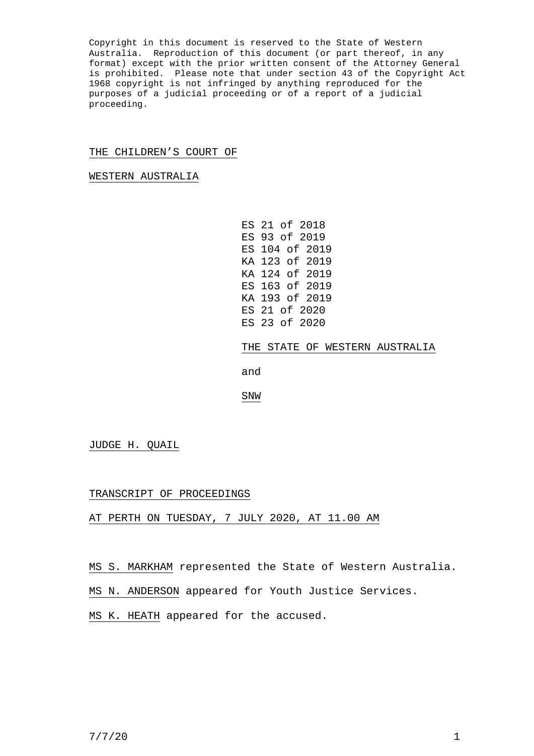Copyright in this document is reserved to the State of Western Australia. Reproduction of this document (or part thereof, in any format) except with the prior written consent of the Attorney General is prohibited. Please note that under section 43 of the Copyright Act 1968 copyright is not infringed by anything reproduced for the purposes of a judicial proceeding or of a report of a judicial proceeding.

THE CHILDREN'S COURT OF

WESTERN AUSTRALIA

ES 21 of 2018
ES 93 of 2019
ES 104 of 2019
KA 123 of 2019
KA 124 of 2019
ES 163 of 2019
KA 193 of 2019
ES 21 of 2020
ES 23 of 2020

THE STATE OF WESTERN AUSTRALIA

and

SNW

JUDGE H. QUAIL

TRANSCRIPT OF PROCEEDINGS

AT PERTH ON TUESDAY, 7 JULY 2020, AT 11.00 AM

MS S. MARKHAM represented the State of Western Australia.

MS N. ANDERSON appeared for Youth Justice Services.

MS K. HEATH appeared for the accused.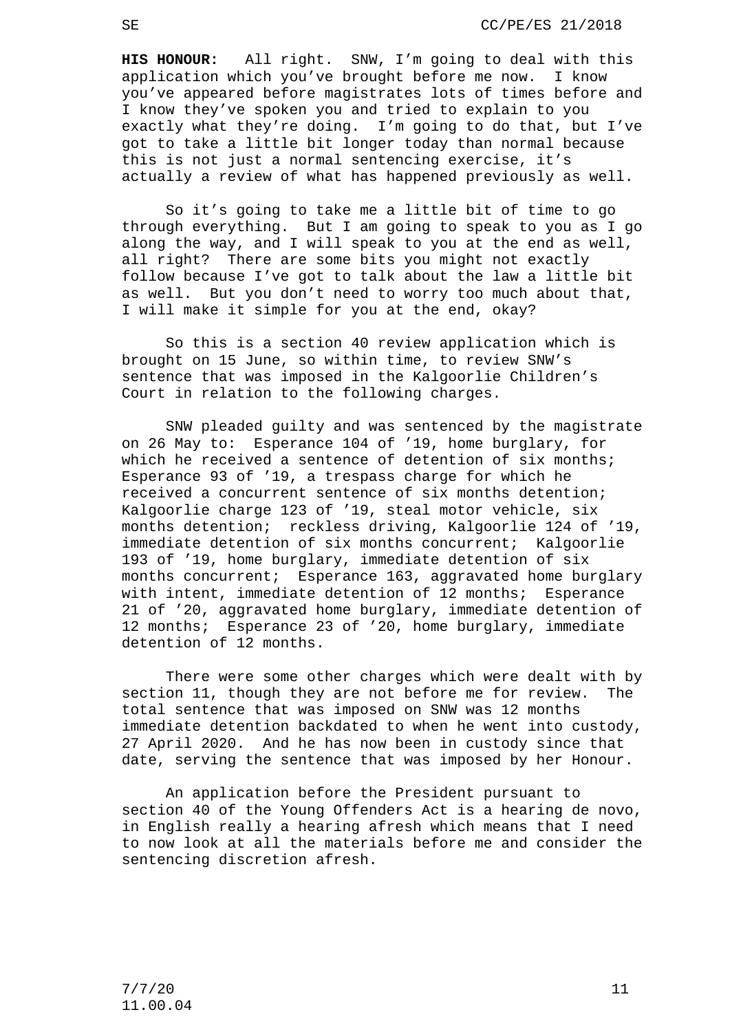**HIS HONOUR:** All right. SNW, I'm going to deal with this application which you've brought before me now. I know you've appeared before magistrates lots of times before and I know they've spoken you and tried to explain to you exactly what they're doing. I'm going to do that, but I've got to take a little bit longer today than normal because this is not just a normal sentencing exercise, it's actually a review of what has happened previously as well.

So it's going to take me a little bit of time to go through everything. But I am going to speak to you as I go along the way, and I will speak to you at the end as well, all right? There are some bits you might not exactly follow because I've got to talk about the law a little bit as well. But you don't need to worry too much about that, I will make it simple for you at the end, okay?

So this is a section 40 review application which is brought on 15 June, so within time, to review SNW's sentence that was imposed in the Kalgoorlie Children's Court in relation to the following charges.

SNW pleaded guilty and was sentenced by the magistrate on 26 May to: Esperance 104 of '19, home burglary, for which he received a sentence of detention of six months; Esperance 93 of '19, a trespass charge for which he received a concurrent sentence of six months detention; Kalgoorlie charge 123 of '19, steal motor vehicle, six months detention; reckless driving, Kalgoorlie 124 of '19, immediate detention of six months concurrent; Kalgoorlie 193 of '19, home burglary, immediate detention of six months concurrent; Esperance 163, aggravated home burglary with intent, immediate detention of 12 months; Esperance 21 of '20, aggravated home burglary, immediate detention of 12 months; Esperance 23 of '20, home burglary, immediate detention of 12 months.

There were some other charges which were dealt with by section 11, though they are not before me for review. The total sentence that was imposed on SNW was 12 months immediate detention backdated to when he went into custody, 27 April 2020. And he has now been in custody since that date, serving the sentence that was imposed by her Honour.

An application before the President pursuant to section 40 of the Young Offenders Act is a hearing de novo, in English really a hearing afresh which means that I need to now look at all the materials before me and consider the sentencing discretion afresh.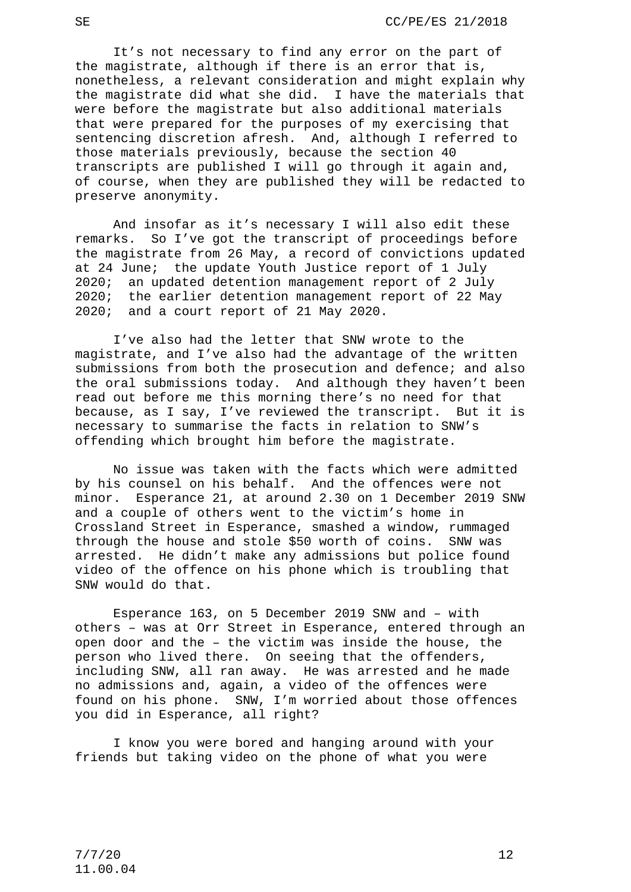It's not necessary to find any error on the part of the magistrate, although if there is an error that is, nonetheless, a relevant consideration and might explain why the magistrate did what she did. I have the materials that were before the magistrate but also additional materials that were prepared for the purposes of my exercising that sentencing discretion afresh. And, although I referred to those materials previously, because the section 40 transcripts are published I will go through it again and, of course, when they are published they will be redacted to preserve anonymity.

And insofar as it's necessary I will also edit these remarks. So I've got the transcript of proceedings before the magistrate from 26 May, a record of convictions updated at 24 June; the update Youth Justice report of 1 July 2020; an updated detention management report of 2 July 2020; the earlier detention management report of 22 May 2020; and a court report of 21 May 2020.

I've also had the letter that SNW wrote to the magistrate, and I've also had the advantage of the written submissions from both the prosecution and defence; and also the oral submissions today. And although they haven't been read out before me this morning there's no need for that because, as I say, I've reviewed the transcript. But it is necessary to summarise the facts in relation to SNW's offending which brought him before the magistrate.

No issue was taken with the facts which were admitted by his counsel on his behalf. And the offences were not minor. Esperance 21, at around 2.30 on 1 December 2019 SNW and a couple of others went to the victim's home in Crossland Street in Esperance, smashed a window, rummaged through the house and stole $50 worth of coins. SNW was arrested. He didn't make any admissions but police found video of the offence on his phone which is troubling that SNW would do that.

Esperance 163, on 5 December 2019 SNW and – with others – was at Orr Street in Esperance, entered through an open door and the – the victim was inside the house, the person who lived there. On seeing that the offenders, including SNW, all ran away. He was arrested and he made no admissions and, again, a video of the offences were found on his phone. SNW, I'm worried about those offences you did in Esperance, all right?

I know you were bored and hanging around with your friends but taking video on the phone of what you were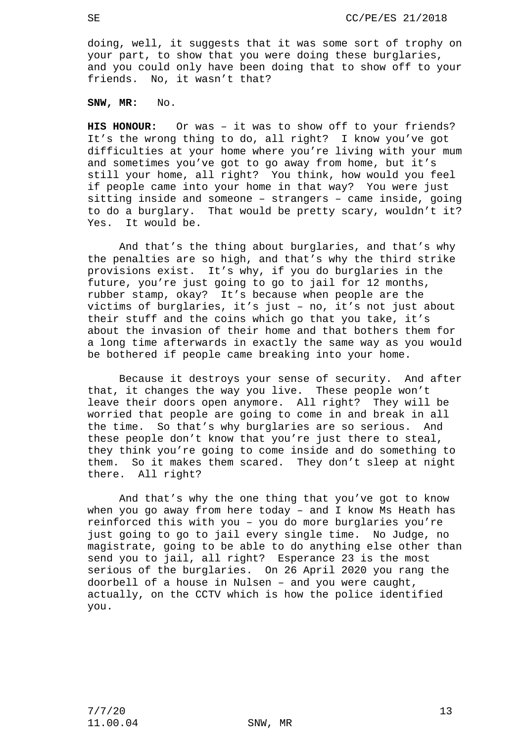doing, well, it suggests that it was some sort of trophy on your part, to show that you were doing these burglaries, and you could only have been doing that to show off to your friends. No, it wasn't that?

**SNW, MR:** No.

**HIS HONOUR:** Or was – it was to show off to your friends? It's the wrong thing to do, all right? I know you've got difficulties at your home where you're living with your mum and sometimes you've got to go away from home, but it's still your home, all right? You think, how would you feel if people came into your home in that way? You were just sitting inside and someone – strangers – came inside, going to do a burglary. That would be pretty scary, wouldn't it? Yes. It would be.

And that's the thing about burglaries, and that's why the penalties are so high, and that's why the third strike provisions exist. It's why, if you do burglaries in the future, you're just going to go to jail for 12 months, rubber stamp, okay? It's because when people are the victims of burglaries, it's just – no, it's not just about their stuff and the coins which go that you take, it's about the invasion of their home and that bothers them for a long time afterwards in exactly the same way as you would be bothered if people came breaking into your home.

Because it destroys your sense of security. And after that, it changes the way you live. These people won't leave their doors open anymore. All right? They will be worried that people are going to come in and break in all the time. So that's why burglaries are so serious. And these people don't know that you're just there to steal, they think you're going to come inside and do something to them. So it makes them scared. They don't sleep at night there. All right?

And that's why the one thing that you've got to know when you go away from here today – and I know Ms Heath has reinforced this with you – you do more burglaries you're just going to go to jail every single time. No Judge, no magistrate, going to be able to do anything else other than send you to jail, all right? Esperance 23 is the most serious of the burglaries. On 26 April 2020 you rang the doorbell of a house in Nulsen – and you were caught, actually, on the CCTV which is how the police identified you.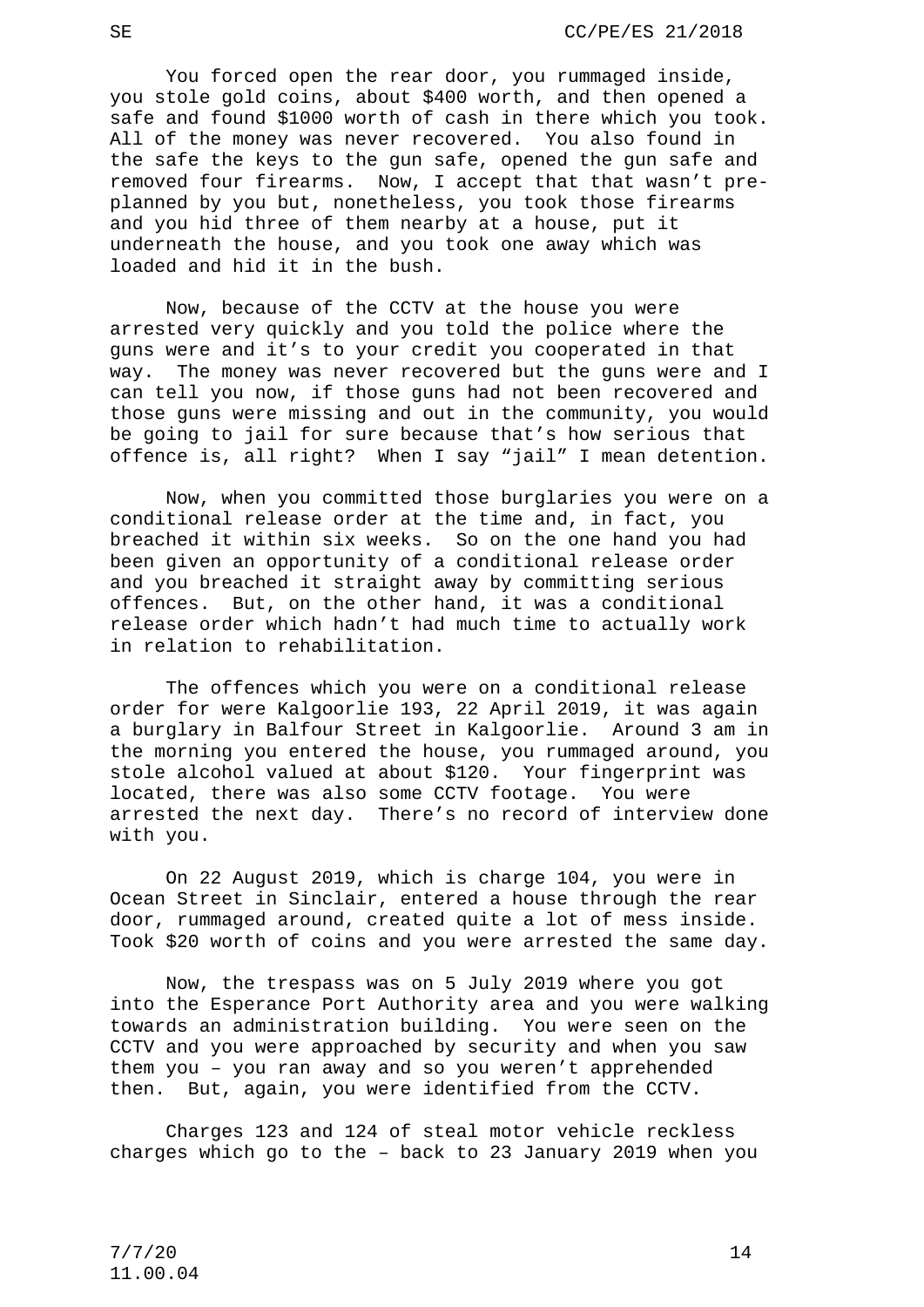You forced open the rear door, you rummaged inside, you stole gold coins, about $400 worth, and then opened a safe and found $1000 worth of cash in there which you took. All of the money was never recovered. You also found in the safe the keys to the gun safe, opened the gun safe and removed four firearms. Now, I accept that that wasn't pre-planned by you but, nonetheless, you took those firearms and you hid three of them nearby at a house, put it underneath the house, and you took one away which was loaded and hid it in the bush.

Now, because of the CCTV at the house you were arrested very quickly and you told the police where the guns were and it's to your credit you cooperated in that way. The money was never recovered but the guns were and I can tell you now, if those guns had not been recovered and those guns were missing and out in the community, you would be going to jail for sure because that's how serious that offence is, all right? When I say "jail" I mean detention.

Now, when you committed those burglaries you were on a conditional release order at the time and, in fact, you breached it within six weeks. So on the one hand you had been given an opportunity of a conditional release order and you breached it straight away by committing serious offences. But, on the other hand, it was a conditional release order which hadn't had much time to actually work in relation to rehabilitation.

The offences which you were on a conditional release order for were Kalgoorlie 193, 22 April 2019, it was again a burglary in Balfour Street in Kalgoorlie. Around 3 am in the morning you entered the house, you rummaged around, you stole alcohol valued at about $120. Your fingerprint was located, there was also some CCTV footage. You were arrested the next day. There's no record of interview done with you.

On 22 August 2019, which is charge 104, you were in Ocean Street in Sinclair, entered a house through the rear door, rummaged around, created quite a lot of mess inside. Took $20 worth of coins and you were arrested the same day.

Now, the trespass was on 5 July 2019 where you got into the Esperance Port Authority area and you were walking towards an administration building. You were seen on the CCTV and you were approached by security and when you saw them you – you ran away and so you weren't apprehended then. But, again, you were identified from the CCTV.

Charges 123 and 124 of steal motor vehicle reckless charges which go to the – back to 23 January 2019 when you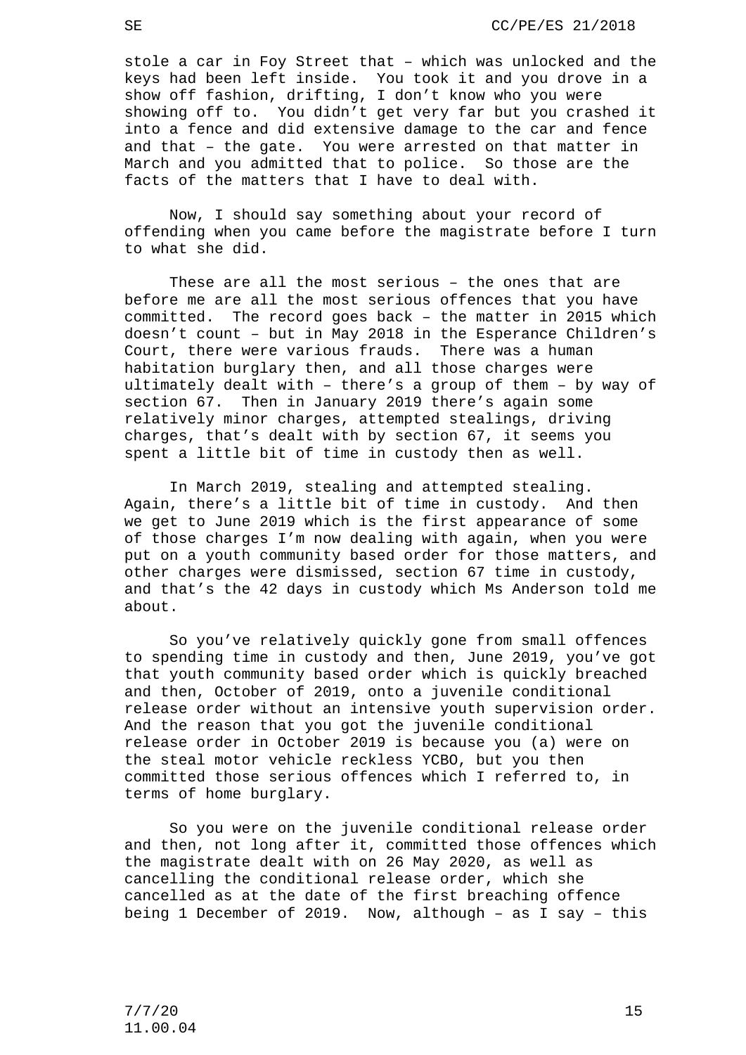stole a car in Foy Street that – which was unlocked and the keys had been left inside. You took it and you drove in a show off fashion, drifting, I don't know who you were showing off to. You didn't get very far but you crashed it into a fence and did extensive damage to the car and fence and that – the gate. You were arrested on that matter in March and you admitted that to police. So those are the facts of the matters that I have to deal with.

Now, I should say something about your record of offending when you came before the magistrate before I turn to what she did.

These are all the most serious – the ones that are before me are all the most serious offences that you have committed. The record goes back – the matter in 2015 which doesn't count – but in May 2018 in the Esperance Children's Court, there were various frauds. There was a human habitation burglary then, and all those charges were ultimately dealt with – there's a group of them – by way of section 67. Then in January 2019 there's again some relatively minor charges, attempted stealings, driving charges, that's dealt with by section 67, it seems you spent a little bit of time in custody then as well.

In March 2019, stealing and attempted stealing. Again, there's a little bit of time in custody. And then we get to June 2019 which is the first appearance of some of those charges I'm now dealing with again, when you were put on a youth community based order for those matters, and other charges were dismissed, section 67 time in custody, and that's the 42 days in custody which Ms Anderson told me about.

So you've relatively quickly gone from small offences to spending time in custody and then, June 2019, you've got that youth community based order which is quickly breached and then, October of 2019, onto a juvenile conditional release order without an intensive youth supervision order. And the reason that you got the juvenile conditional release order in October 2019 is because you (a) were on the steal motor vehicle reckless YCBO, but you then committed those serious offences which I referred to, in terms of home burglary.

So you were on the juvenile conditional release order and then, not long after it, committed those offences which the magistrate dealt with on 26 May 2020, as well as cancelling the conditional release order, which she cancelled as at the date of the first breaching offence being 1 December of 2019. Now, although – as I say – this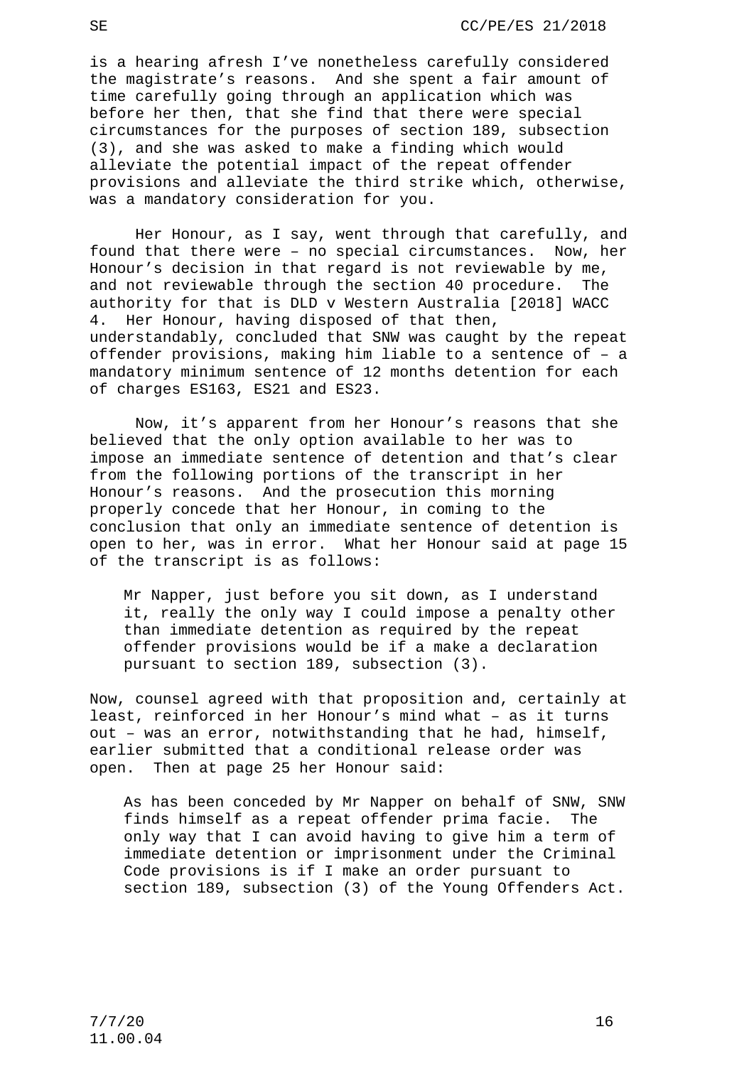is a hearing afresh I've nonetheless carefully considered the magistrate's reasons. And she spent a fair amount of time carefully going through an application which was before her then, that she find that there were special circumstances for the purposes of section 189, subsection (3), and she was asked to make a finding which would alleviate the potential impact of the repeat offender provisions and alleviate the third strike which, otherwise, was a mandatory consideration for you.

Her Honour, as I say, went through that carefully, and found that there were – no special circumstances. Now, her Honour's decision in that regard is not reviewable by me, and not reviewable through the section 40 procedure. The authority for that is DLD v Western Australia [2018] WACC 4. Her Honour, having disposed of that then, understandably, concluded that SNW was caught by the repeat offender provisions, making him liable to a sentence of – a mandatory minimum sentence of 12 months detention for each of charges ES163, ES21 and ES23.

Now, it's apparent from her Honour's reasons that she believed that the only option available to her was to impose an immediate sentence of detention and that's clear from the following portions of the transcript in her Honour's reasons. And the prosecution this morning properly concede that her Honour, in coming to the conclusion that only an immediate sentence of detention is open to her, was in error. What her Honour said at page 15 of the transcript is as follows:

> Mr Napper, just before you sit down, as I understand it, really the only way I could impose a penalty other than immediate detention as required by the repeat offender provisions would be if a make a declaration pursuant to section 189, subsection (3).

Now, counsel agreed with that proposition and, certainly at least, reinforced in her Honour's mind what – as it turns out – was an error, notwithstanding that he had, himself, earlier submitted that a conditional release order was open. Then at page 25 her Honour said:

> As has been conceded by Mr Napper on behalf of SNW, SNW finds himself as a repeat offender prima facie. The only way that I can avoid having to give him a term of immediate detention or imprisonment under the Criminal Code provisions is if I make an order pursuant to section 189, subsection (3) of the Young Offenders Act.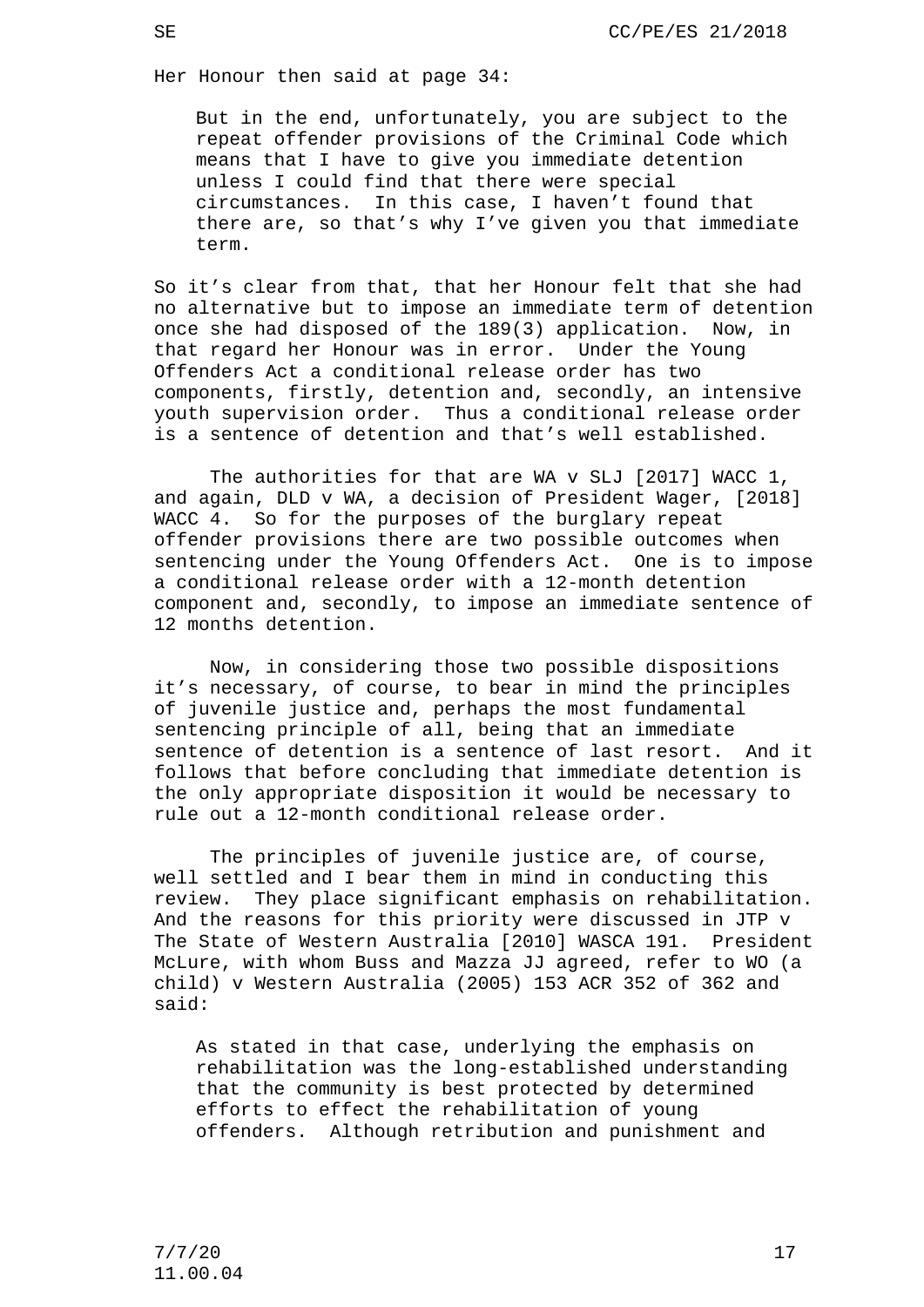Her Honour then said at page 34:

> But in the end, unfortunately, you are subject to the repeat offender provisions of the Criminal Code which means that I have to give you immediate detention unless I could find that there were special circumstances. In this case, I haven't found that there are, so that's why I've given you that immediate term.

So it's clear from that, that her Honour felt that she had no alternative but to impose an immediate term of detention once she had disposed of the 189(3) application. Now, in that regard her Honour was in error. Under the Young Offenders Act a conditional release order has two components, firstly, detention and, secondly, an intensive youth supervision order. Thus a conditional release order is a sentence of detention and that's well established.

The authorities for that are WA v SLJ [2017] WACC 1, and again, DLD v WA, a decision of President Wager, [2018] WACC 4. So for the purposes of the burglary repeat offender provisions there are two possible outcomes when sentencing under the Young Offenders Act. One is to impose a conditional release order with a 12-month detention component and, secondly, to impose an immediate sentence of 12 months detention.

Now, in considering those two possible dispositions it's necessary, of course, to bear in mind the principles of juvenile justice and, perhaps the most fundamental sentencing principle of all, being that an immediate sentence of detention is a sentence of last resort. And it follows that before concluding that immediate detention is the only appropriate disposition it would be necessary to rule out a 12-month conditional release order.

The principles of juvenile justice are, of course, well settled and I bear them in mind in conducting this review. They place significant emphasis on rehabilitation. And the reasons for this priority were discussed in JTP v The State of Western Australia [2010] WASCA 191. President McLure, with whom Buss and Mazza JJ agreed, refer to WO (a child) v Western Australia (2005) 153 ACR 352 of 362 and said:

> As stated in that case, underlying the emphasis on rehabilitation was the long-established understanding that the community is best protected by determined efforts to effect the rehabilitation of young offenders. Although retribution and punishment and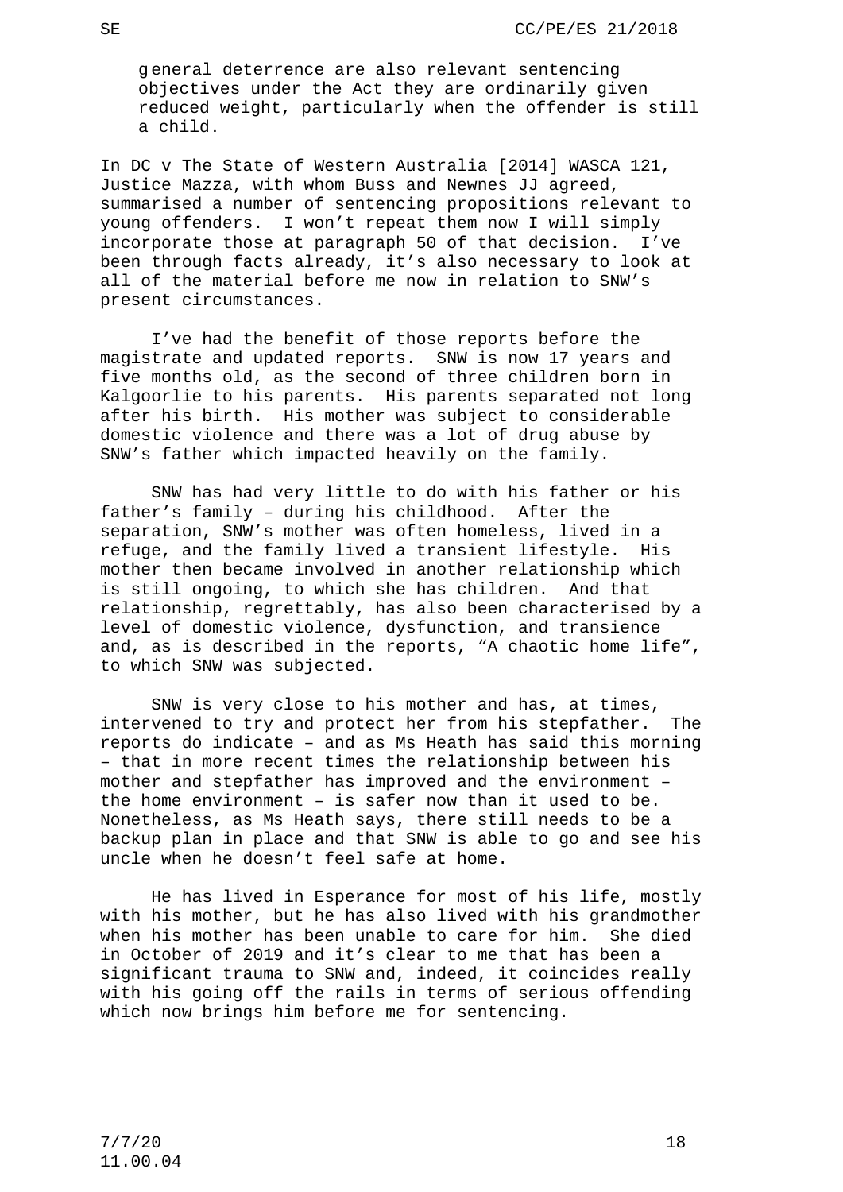general deterrence are also relevant sentencing objectives under the Act they are ordinarily given reduced weight, particularly when the offender is still a child.

In DC v The State of Western Australia [2014] WASCA 121, Justice Mazza, with whom Buss and Newnes JJ agreed, summarised a number of sentencing propositions relevant to young offenders. I won't repeat them now I will simply incorporate those at paragraph 50 of that decision. I've been through facts already, it's also necessary to look at all of the material before me now in relation to SNW's present circumstances.

I've had the benefit of those reports before the magistrate and updated reports. SNW is now 17 years and five months old, as the second of three children born in Kalgoorlie to his parents. His parents separated not long after his birth. His mother was subject to considerable domestic violence and there was a lot of drug abuse by SNW's father which impacted heavily on the family.

SNW has had very little to do with his father or his father's family – during his childhood. After the separation, SNW's mother was often homeless, lived in a refuge, and the family lived a transient lifestyle. His mother then became involved in another relationship which is still ongoing, to which she has children. And that relationship, regrettably, has also been characterised by a level of domestic violence, dysfunction, and transience and, as is described in the reports, "A chaotic home life", to which SNW was subjected.

SNW is very close to his mother and has, at times, intervened to try and protect her from his stepfather. The reports do indicate – and as Ms Heath has said this morning – that in more recent times the relationship between his mother and stepfather has improved and the environment – the home environment – is safer now than it used to be. Nonetheless, as Ms Heath says, there still needs to be a backup plan in place and that SNW is able to go and see his uncle when he doesn't feel safe at home.

He has lived in Esperance for most of his life, mostly with his mother, but he has also lived with his grandmother when his mother has been unable to care for him. She died in October of 2019 and it's clear to me that has been a significant trauma to SNW and, indeed, it coincides really with his going off the rails in terms of serious offending which now brings him before me for sentencing.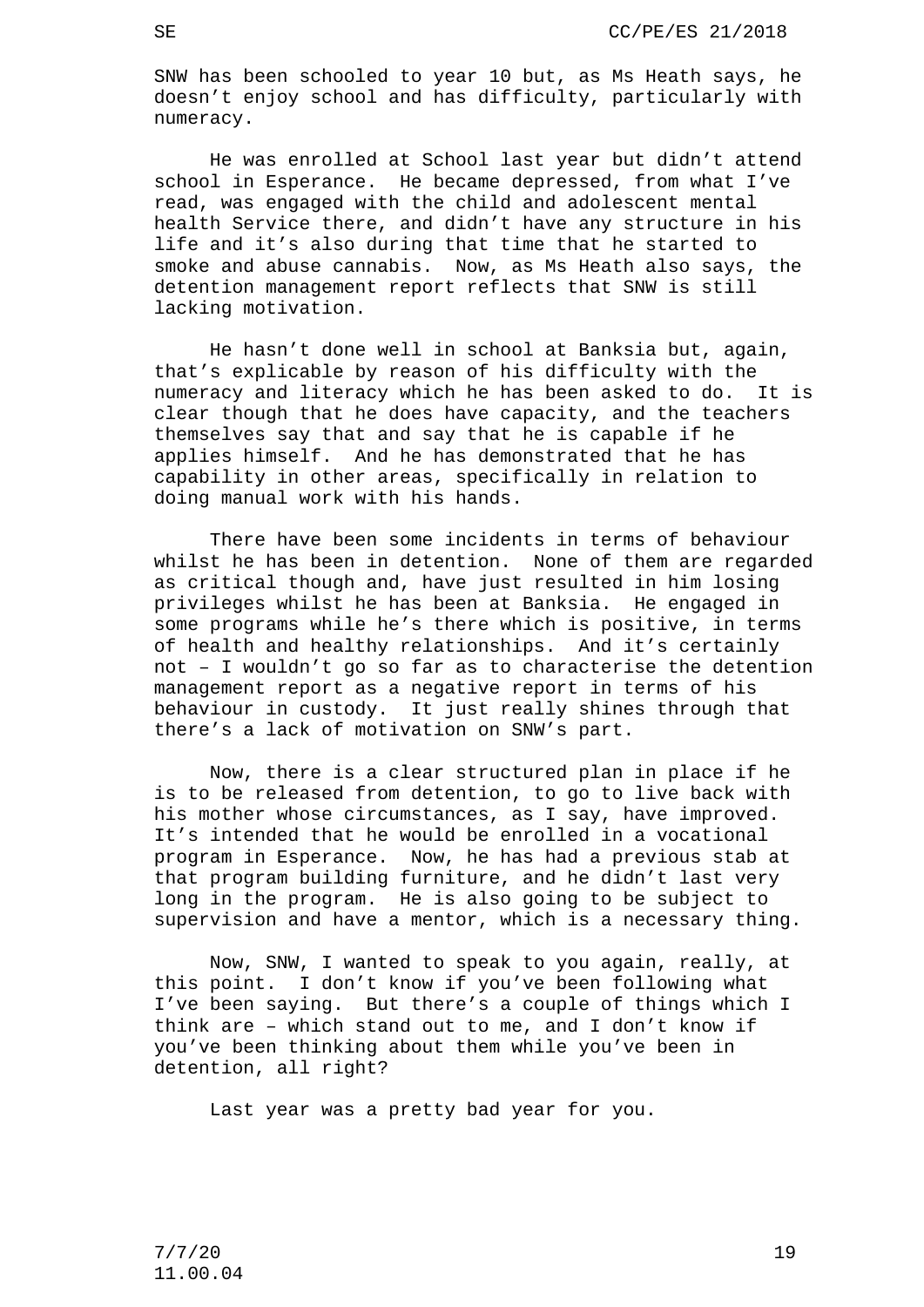SNW has been schooled to year 10 but, as Ms Heath says, he doesn't enjoy school and has difficulty, particularly with numeracy.

He was enrolled at School last year but didn't attend school in Esperance. He became depressed, from what I've read, was engaged with the child and adolescent mental health Service there, and didn't have any structure in his life and it's also during that time that he started to smoke and abuse cannabis. Now, as Ms Heath also says, the detention management report reflects that SNW is still lacking motivation.

He hasn't done well in school at Banksia but, again, that's explicable by reason of his difficulty with the numeracy and literacy which he has been asked to do. It is clear though that he does have capacity, and the teachers themselves say that and say that he is capable if he applies himself. And he has demonstrated that he has capability in other areas, specifically in relation to doing manual work with his hands.

There have been some incidents in terms of behaviour whilst he has been in detention. None of them are regarded as critical though and, have just resulted in him losing privileges whilst he has been at Banksia. He engaged in some programs while he's there which is positive, in terms of health and healthy relationships. And it's certainly not – I wouldn't go so far as to characterise the detention management report as a negative report in terms of his behaviour in custody. It just really shines through that there's a lack of motivation on SNW's part.

Now, there is a clear structured plan in place if he is to be released from detention, to go to live back with his mother whose circumstances, as I say, have improved. It's intended that he would be enrolled in a vocational program in Esperance. Now, he has had a previous stab at that program building furniture, and he didn't last very long in the program. He is also going to be subject to supervision and have a mentor, which is a necessary thing.

Now, SNW, I wanted to speak to you again, really, at this point. I don't know if you've been following what I've been saying. But there's a couple of things which I think are – which stand out to me, and I don't know if you've been thinking about them while you've been in detention, all right?

Last year was a pretty bad year for you.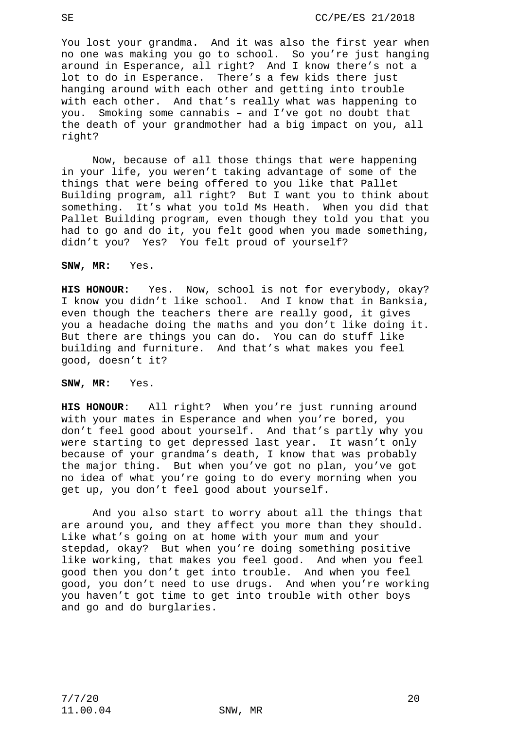You lost your grandma. And it was also the first year when no one was making you go to school. So you're just hanging around in Esperance, all right? And I know there's not a lot to do in Esperance. There's a few kids there just hanging around with each other and getting into trouble with each other. And that's really what was happening to you. Smoking some cannabis – and I've got no doubt that the death of your grandmother had a big impact on you, all right?

Now, because of all those things that were happening in your life, you weren't taking advantage of some of the things that were being offered to you like that Pallet Building program, all right? But I want you to think about something. It's what you told Ms Heath. When you did that Pallet Building program, even though they told you that you had to go and do it, you felt good when you made something, didn't you? Yes? You felt proud of yourself?

**SNW, MR:** Yes.

**HIS HONOUR:** Yes. Now, school is not for everybody, okay? I know you didn't like school. And I know that in Banksia, even though the teachers there are really good, it gives you a headache doing the maths and you don't like doing it. But there are things you can do. You can do stuff like building and furniture. And that's what makes you feel good, doesn't it?

**SNW, MR:** Yes.

**HIS HONOUR:** All right? When you're just running around with your mates in Esperance and when you're bored, you don't feel good about yourself. And that's partly why you were starting to get depressed last year. It wasn't only because of your grandma's death, I know that was probably the major thing. But when you've got no plan, you've got no idea of what you're going to do every morning when you get up, you don't feel good about yourself.

And you also start to worry about all the things that are around you, and they affect you more than they should. Like what's going on at home with your mum and your stepdad, okay? But when you're doing something positive like working, that makes you feel good. And when you feel good then you don't get into trouble. And when you feel good, you don't need to use drugs. And when you're working you haven't got time to get into trouble with other boys and go and do burglaries.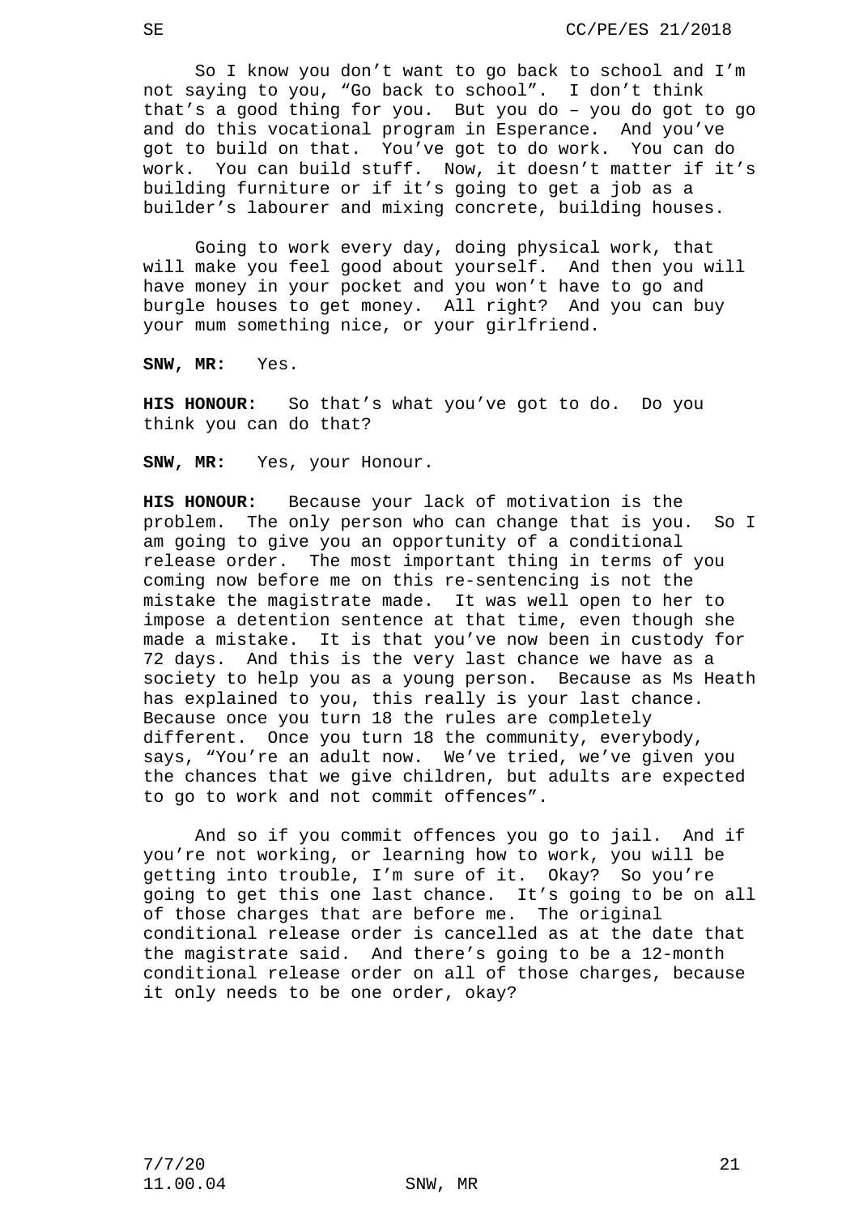So I know you don’t want to go back to school and I’m not saying to you, “Go back to school”. I don’t think that’s a good thing for you. But you do – you do got to go and do this vocational program in Esperance. And you’ve got to build on that. You’ve got to do work. You can do work. You can build stuff. Now, it doesn’t matter if it’s building furniture or if it’s going to get a job as a builder’s labourer and mixing concrete, building houses.

Going to work every day, doing physical work, that will make you feel good about yourself. And then you will have money in your pocket and you won’t have to go and burgle houses to get money. All right? And you can buy your mum something nice, or your girlfriend.

**SNW, MR:** Yes.

**HIS HONOUR:** So that’s what you’ve got to do. Do you think you can do that?

**SNW, MR:** Yes, your Honour.

**HIS HONOUR:** Because your lack of motivation is the problem. The only person who can change that is you. So I am going to give you an opportunity of a conditional release order. The most important thing in terms of you coming now before me on this re-sentencing is not the mistake the magistrate made. It was well open to her to impose a detention sentence at that time, even though she made a mistake. It is that you’ve now been in custody for 72 days. And this is the very last chance we have as a society to help you as a young person. Because as Ms Heath has explained to you, this really is your last chance. Because once you turn 18 the rules are completely different. Once you turn 18 the community, everybody, says, “You’re an adult now. We’ve tried, we’ve given you the chances that we give children, but adults are expected to go to work and not commit offences”.

And so if you commit offences you go to jail. And if you’re not working, or learning how to work, you will be getting into trouble, I’m sure of it. Okay? So you’re going to get this one last chance. It’s going to be on all of those charges that are before me. The original conditional release order is cancelled as at the date that the magistrate said. And there’s going to be a 12-month conditional release order on all of those charges, because it only needs to be one order, okay?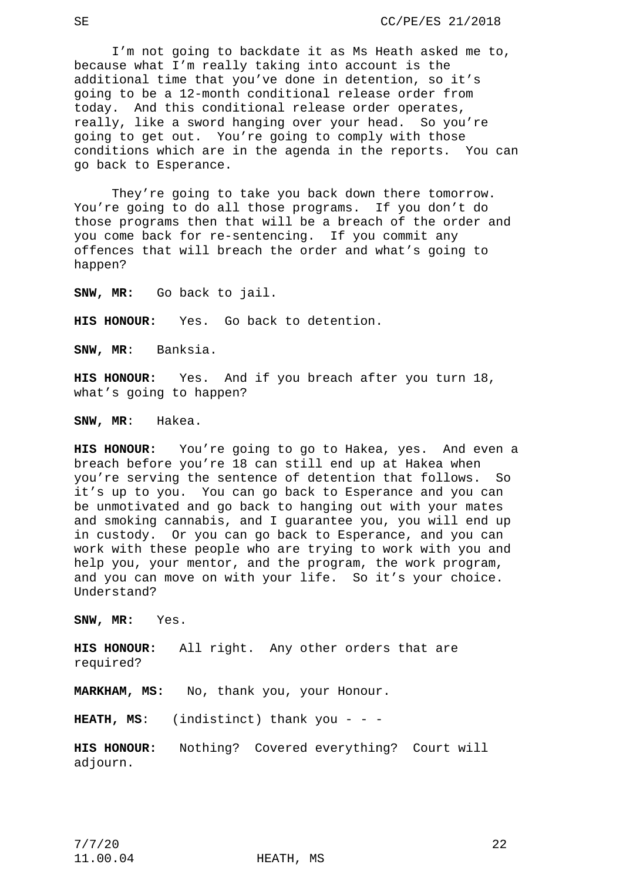I'm not going to backdate it as Ms Heath asked me to, because what I'm really taking into account is the additional time that you've done in detention, so it's going to be a 12-month conditional release order from today. And this conditional release order operates, really, like a sword hanging over your head. So you're going to get out. You're going to comply with those conditions which are in the agenda in the reports. You can go back to Esperance.

They're going to take you back down there tomorrow. You're going to do all those programs. If you don't do those programs then that will be a breach of the order and you come back for re-sentencing. If you commit any offences that will breach the order and what's going to happen?

**SNW, MR:** Go back to jail.

**HIS HONOUR:** Yes. Go back to detention.

**SNW, MR**: Banksia.

**HIS HONOUR:** Yes. And if you breach after you turn 18, what's going to happen?

**SNW, MR**: Hakea.

**HIS HONOUR:** You're going to go to Hakea, yes. And even a breach before you're 18 can still end up at Hakea when you're serving the sentence of detention that follows. So it's up to you. You can go back to Esperance and you can be unmotivated and go back to hanging out with your mates and smoking cannabis, and I guarantee you, you will end up in custody. Or you can go back to Esperance, and you can work with these people who are trying to work with you and help you, your mentor, and the program, the work program, and you can move on with your life. So it's your choice. Understand?

**SNW, MR:** Yes.

**HIS HONOUR:** All right. Any other orders that are required?

**MARKHAM, MS:** No, thank you, your Honour.

**HEATH, MS**: (indistinct) thank you - - -

**HIS HONOUR:** Nothing? Covered everything? Court will adjourn.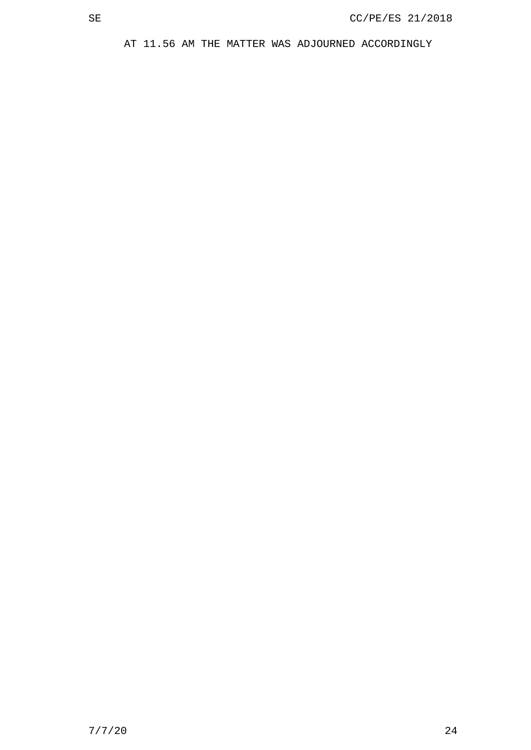AT 11.56 AM THE MATTER WAS ADJOURNED ACCORDINGLY